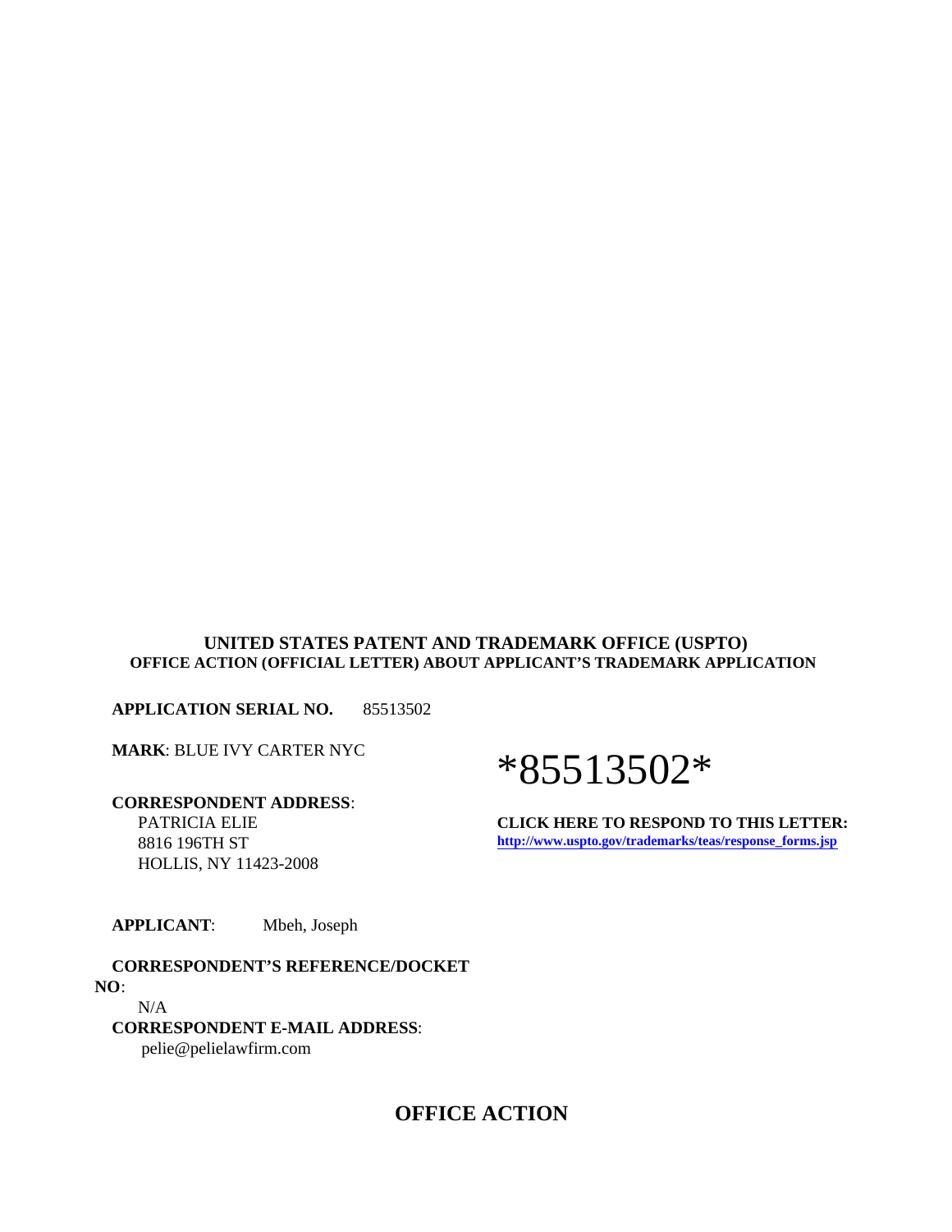**UNITED STATES PATENT AND TRADEMARK OFFICE (USPTO)**
**OFFICE ACTION (OFFICIAL LETTER) ABOUT APPLICANT'S TRADEMARK APPLICATION**

**APPLICATION SERIAL NO.** 85513502

**MARK**: BLUE IVY CARTER NYC

*85513502*

**CORRESPONDENT ADDRESS**:
PATRICIA ELIE
8816 196TH ST
HOLLIS, NY 11423-2008

**CLICK HERE TO RESPOND TO THIS LETTER:**
http://www.uspto.gov/trademarks/teas/response_forms.jsp

**APPLICANT**: Mbeh, Joseph

**CORRESPONDENT'S REFERENCE/DOCKET NO**:
N/A

**CORRESPONDENT E-MAIL ADDRESS**:
pelie@pelielawfirm.com

## OFFICE ACTION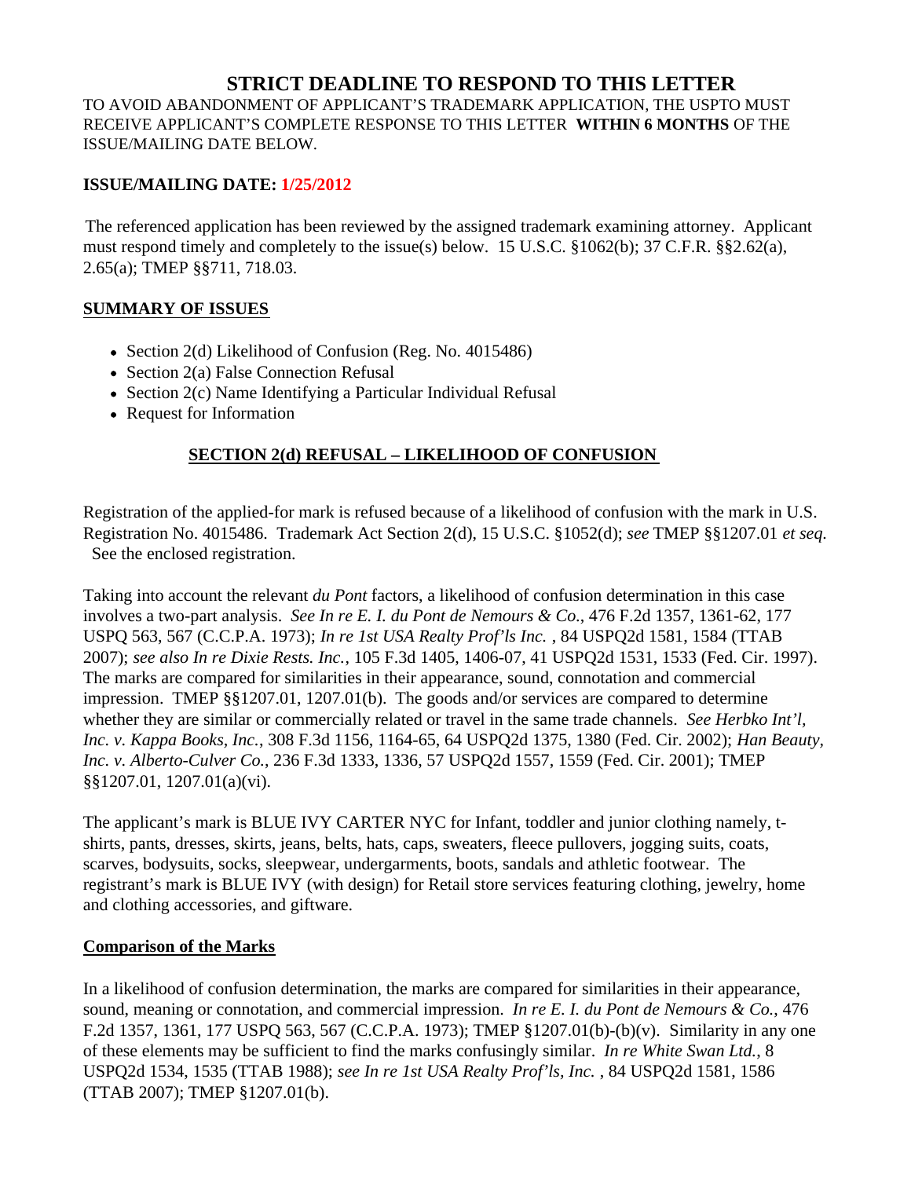# STRICT DEADLINE TO RESPOND TO THIS LETTER

TO AVOID ABANDONMENT OF APPLICANT'S TRADEMARK APPLICATION, THE USPTO MUST RECEIVE APPLICANT'S COMPLETE RESPONSE TO THIS LETTER **WITHIN 6 MONTHS** OF THE ISSUE/MAILING DATE BELOW.

**ISSUE/MAILING DATE: 1/25/2012**

The referenced application has been reviewed by the assigned trademark examining attorney. Applicant must respond timely and completely to the issue(s) below. 15 U.S.C. §1062(b); 37 C.F.R. §§2.62(a), 2.65(a); TMEP §§711, 718.03.

**SUMMARY OF ISSUES**

- Section 2(d) Likelihood of Confusion (Reg. No. 4015486)
- Section 2(a) False Connection Refusal
- Section 2(c) Name Identifying a Particular Individual Refusal
- Request for Information

**SECTION 2(d) REFUSAL – LIKELIHOOD OF CONFUSION**

Registration of the applied-for mark is refused because of a likelihood of confusion with the mark in U.S. Registration No. 4015486. Trademark Act Section 2(d), 15 U.S.C. §1052(d); *see* TMEP §§1207.01 *et seq.* See the enclosed registration.

Taking into account the relevant *du Pont* factors, a likelihood of confusion determination in this case involves a two-part analysis. *See In re E. I. du Pont de Nemours & Co.*, 476 F.2d 1357, 1361-62, 177 USPQ 563, 567 (C.C.P.A. 1973); *In re 1st USA Realty Prof'ls Inc.* , 84 USPQ2d 1581, 1584 (TTAB 2007); *see also In re Dixie Rests. Inc.*, 105 F.3d 1405, 1406-07, 41 USPQ2d 1531, 1533 (Fed. Cir. 1997). The marks are compared for similarities in their appearance, sound, connotation and commercial impression. TMEP §§1207.01, 1207.01(b). The goods and/or services are compared to determine whether they are similar or commercially related or travel in the same trade channels. *See Herbko Int'l, Inc. v. Kappa Books, Inc.*, 308 F.3d 1156, 1164-65, 64 USPQ2d 1375, 1380 (Fed. Cir. 2002); *Han Beauty, Inc. v. Alberto-Culver Co.*, 236 F.3d 1333, 1336, 57 USPQ2d 1557, 1559 (Fed. Cir. 2001); TMEP §§1207.01, 1207.01(a)(vi).

The applicant's mark is BLUE IVY CARTER NYC for Infant, toddler and junior clothing namely, t-shirts, pants, dresses, skirts, jeans, belts, hats, caps, sweaters, fleece pullovers, jogging suits, coats, scarves, bodysuits, socks, sleepwear, undergarments, boots, sandals and athletic footwear. The registrant's mark is BLUE IVY (with design) for Retail store services featuring clothing, jewelry, home and clothing accessories, and giftware.

**Comparison of the Marks**

In a likelihood of confusion determination, the marks are compared for similarities in their appearance, sound, meaning or connotation, and commercial impression. *In re E. I. du Pont de Nemours & Co.*, 476 F.2d 1357, 1361, 177 USPQ 563, 567 (C.C.P.A. 1973); TMEP §1207.01(b)-(b)(v). Similarity in any one of these elements may be sufficient to find the marks confusingly similar. *In re White Swan Ltd.*, 8 USPQ2d 1534, 1535 (TTAB 1988); *see In re 1st USA Realty Prof'ls, Inc.* , 84 USPQ2d 1581, 1586 (TTAB 2007); TMEP §1207.01(b).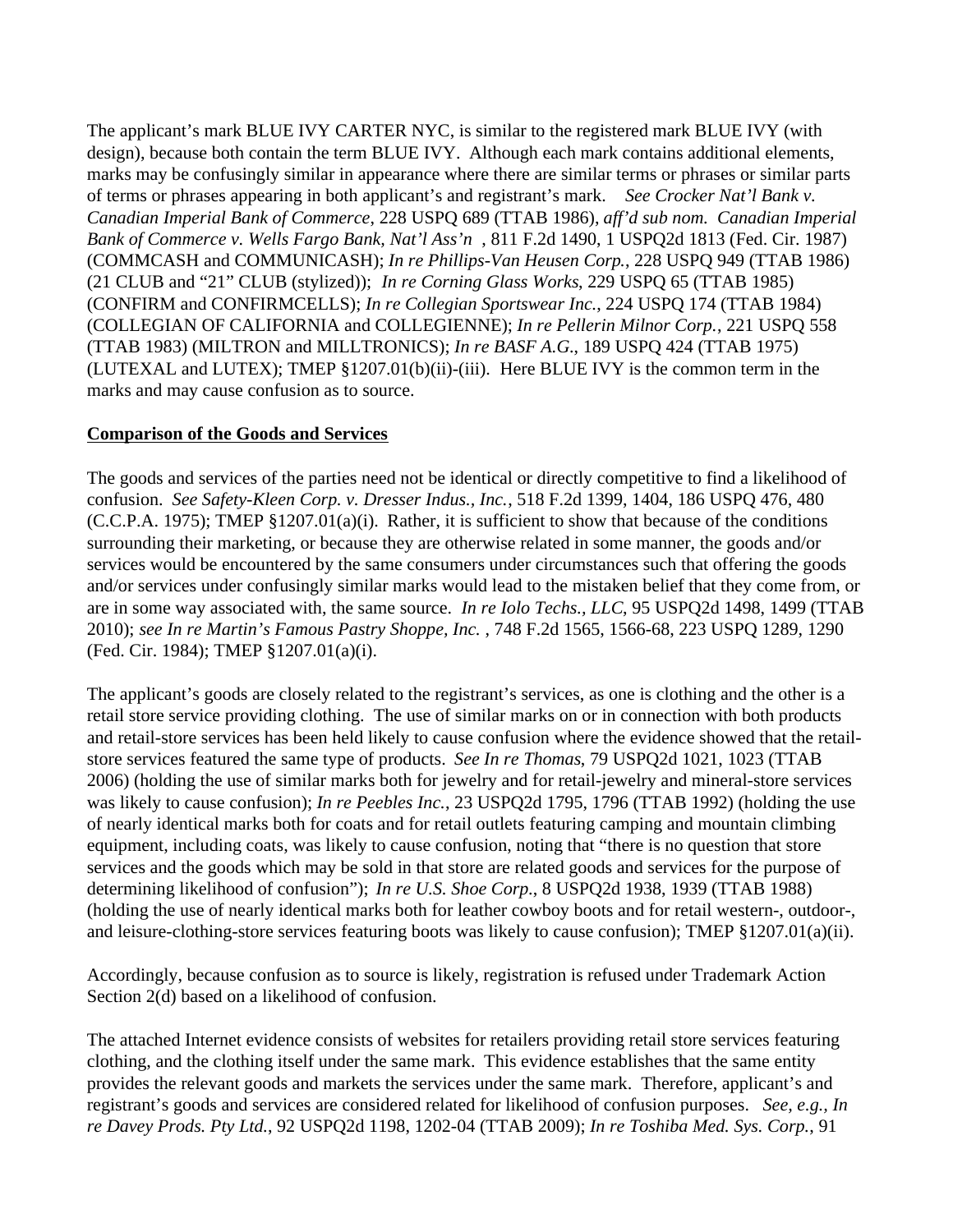The applicant's mark BLUE IVY CARTER NYC, is similar to the registered mark BLUE IVY (with design), because both contain the term BLUE IVY. Although each mark contains additional elements, marks may be confusingly similar in appearance where there are similar terms or phrases or similar parts of terms or phrases appearing in both applicant's and registrant's mark. *See Crocker Nat'l Bank v. Canadian Imperial Bank of Commerce*, 228 USPQ 689 (TTAB 1986), *aff'd sub nom. Canadian Imperial Bank of Commerce v. Wells Fargo Bank, Nat'l Ass'n* , 811 F.2d 1490, 1 USPQ2d 1813 (Fed. Cir. 1987) (COMMCASH and COMMUNICASH); *In re Phillips-Van Heusen Corp.*, 228 USPQ 949 (TTAB 1986) (21 CLUB and "21" CLUB (stylized)); *In re Corning Glass Works*, 229 USPQ 65 (TTAB 1985) (CONFIRM and CONFIRMCELLS); *In re Collegian Sportswear Inc.*, 224 USPQ 174 (TTAB 1984) (COLLEGIAN OF CALIFORNIA and COLLEGIENNE); *In re Pellerin Milnor Corp.*, 221 USPQ 558 (TTAB 1983) (MILTRON and MILLTRONICS); *In re BASF A.G.*, 189 USPQ 424 (TTAB 1975) (LUTEXAL and LUTEX); TMEP §1207.01(b)(ii)-(iii). Here BLUE IVY is the common term in the marks and may cause confusion as to source.

**Comparison of the Goods and Services**

The goods and services of the parties need not be identical or directly competitive to find a likelihood of confusion. *See Safety-Kleen Corp. v. Dresser Indus., Inc.*, 518 F.2d 1399, 1404, 186 USPQ 476, 480 (C.C.P.A. 1975); TMEP §1207.01(a)(i). Rather, it is sufficient to show that because of the conditions surrounding their marketing, or because they are otherwise related in some manner, the goods and/or services would be encountered by the same consumers under circumstances such that offering the goods and/or services under confusingly similar marks would lead to the mistaken belief that they come from, or are in some way associated with, the same source. *In re Iolo Techs., LLC*, 95 USPQ2d 1498, 1499 (TTAB 2010); *see In re Martin's Famous Pastry Shoppe, Inc.* , 748 F.2d 1565, 1566-68, 223 USPQ 1289, 1290 (Fed. Cir. 1984); TMEP §1207.01(a)(i).

The applicant's goods are closely related to the registrant's services, as one is clothing and the other is a retail store service providing clothing. The use of similar marks on or in connection with both products and retail-store services has been held likely to cause confusion where the evidence showed that the retail-store services featured the same type of products. *See In re Thomas*, 79 USPQ2d 1021, 1023 (TTAB 2006) (holding the use of similar marks both for jewelry and for retail-jewelry and mineral-store services was likely to cause confusion); *In re Peebles Inc.*, 23 USPQ2d 1795, 1796 (TTAB 1992) (holding the use of nearly identical marks both for coats and for retail outlets featuring camping and mountain climbing equipment, including coats, was likely to cause confusion, noting that "there is no question that store services and the goods which may be sold in that store are related goods and services for the purpose of determining likelihood of confusion"); *In re U.S. Shoe Corp.*, 8 USPQ2d 1938, 1939 (TTAB 1988) (holding the use of nearly identical marks both for leather cowboy boots and for retail western-, outdoor-, and leisure-clothing-store services featuring boots was likely to cause confusion); TMEP §1207.01(a)(ii).

Accordingly, because confusion as to source is likely, registration is refused under Trademark Action Section 2(d) based on a likelihood of confusion.

The attached Internet evidence consists of websites for retailers providing retail store services featuring clothing, and the clothing itself under the same mark. This evidence establishes that the same entity provides the relevant goods and markets the services under the same mark. Therefore, applicant's and registrant's goods and services are considered related for likelihood of confusion purposes. *See, e.g., In re Davey Prods. Pty Ltd.*, 92 USPQ2d 1198, 1202-04 (TTAB 2009); *In re Toshiba Med. Sys. Corp.*, 91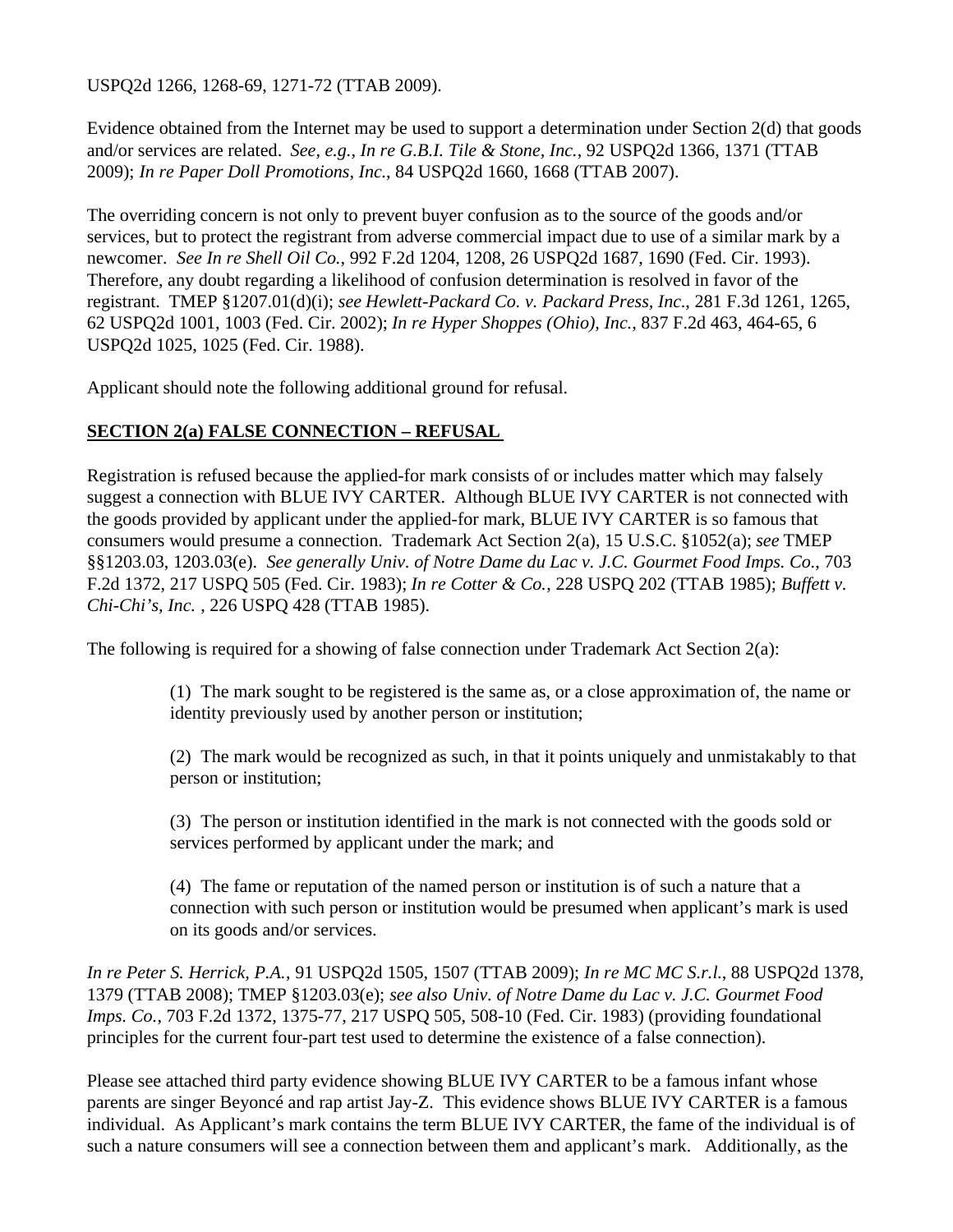USPQ2d 1266, 1268-69, 1271-72 (TTAB 2009).

Evidence obtained from the Internet may be used to support a determination under Section 2(d) that goods and/or services are related. *See, e.g., In re G.B.I. Tile & Stone, Inc.*, 92 USPQ2d 1366, 1371 (TTAB 2009); *In re Paper Doll Promotions, Inc.*, 84 USPQ2d 1660, 1668 (TTAB 2007).

The overriding concern is not only to prevent buyer confusion as to the source of the goods and/or services, but to protect the registrant from adverse commercial impact due to use of a similar mark by a newcomer. *See In re Shell Oil Co.*, 992 F.2d 1204, 1208, 26 USPQ2d 1687, 1690 (Fed. Cir. 1993). Therefore, any doubt regarding a likelihood of confusion determination is resolved in favor of the registrant. TMEP §1207.01(d)(i); *see Hewlett-Packard Co. v. Packard Press, Inc.*, 281 F.3d 1261, 1265, 62 USPQ2d 1001, 1003 (Fed. Cir. 2002); *In re Hyper Shoppes (Ohio), Inc.*, 837 F.2d 463, 464-65, 6 USPQ2d 1025, 1025 (Fed. Cir. 1988).

Applicant should note the following additional ground for refusal.

**SECTION 2(a) FALSE CONNECTION – REFUSAL**

Registration is refused because the applied-for mark consists of or includes matter which may falsely suggest a connection with BLUE IVY CARTER. Although BLUE IVY CARTER is not connected with the goods provided by applicant under the applied-for mark, BLUE IVY CARTER is so famous that consumers would presume a connection. Trademark Act Section 2(a), 15 U.S.C. §1052(a); *see* TMEP §§1203.03, 1203.03(e). *See generally Univ. of Notre Dame du Lac v. J.C. Gourmet Food Imps. Co.*, 703 F.2d 1372, 217 USPQ 505 (Fed. Cir. 1983); *In re Cotter & Co.*, 228 USPQ 202 (TTAB 1985); *Buffett v. Chi-Chi's, Inc.* , 226 USPQ 428 (TTAB 1985).

The following is required for a showing of false connection under Trademark Act Section 2(a):

> (1) The mark sought to be registered is the same as, or a close approximation of, the name or identity previously used by another person or institution;
>
> (2) The mark would be recognized as such, in that it points uniquely and unmistakably to that person or institution;
>
> (3) The person or institution identified in the mark is not connected with the goods sold or services performed by applicant under the mark; and
>
> (4) The fame or reputation of the named person or institution is of such a nature that a connection with such person or institution would be presumed when applicant's mark is used on its goods and/or services.

*In re Peter S. Herrick, P.A.*, 91 USPQ2d 1505, 1507 (TTAB 2009); *In re MC MC S.r.l.*, 88 USPQ2d 1378, 1379 (TTAB 2008); TMEP §1203.03(e); *see also Univ. of Notre Dame du Lac v. J.C. Gourmet Food Imps. Co.*, 703 F.2d 1372, 1375-77, 217 USPQ 505, 508-10 (Fed. Cir. 1983) (providing foundational principles for the current four-part test used to determine the existence of a false connection).

Please see attached third party evidence showing BLUE IVY CARTER to be a famous infant whose parents are singer Beyoncé and rap artist Jay-Z. This evidence shows BLUE IVY CARTER is a famous individual. As Applicant's mark contains the term BLUE IVY CARTER, the fame of the individual is of such a nature consumers will see a connection between them and applicant's mark. Additionally, as the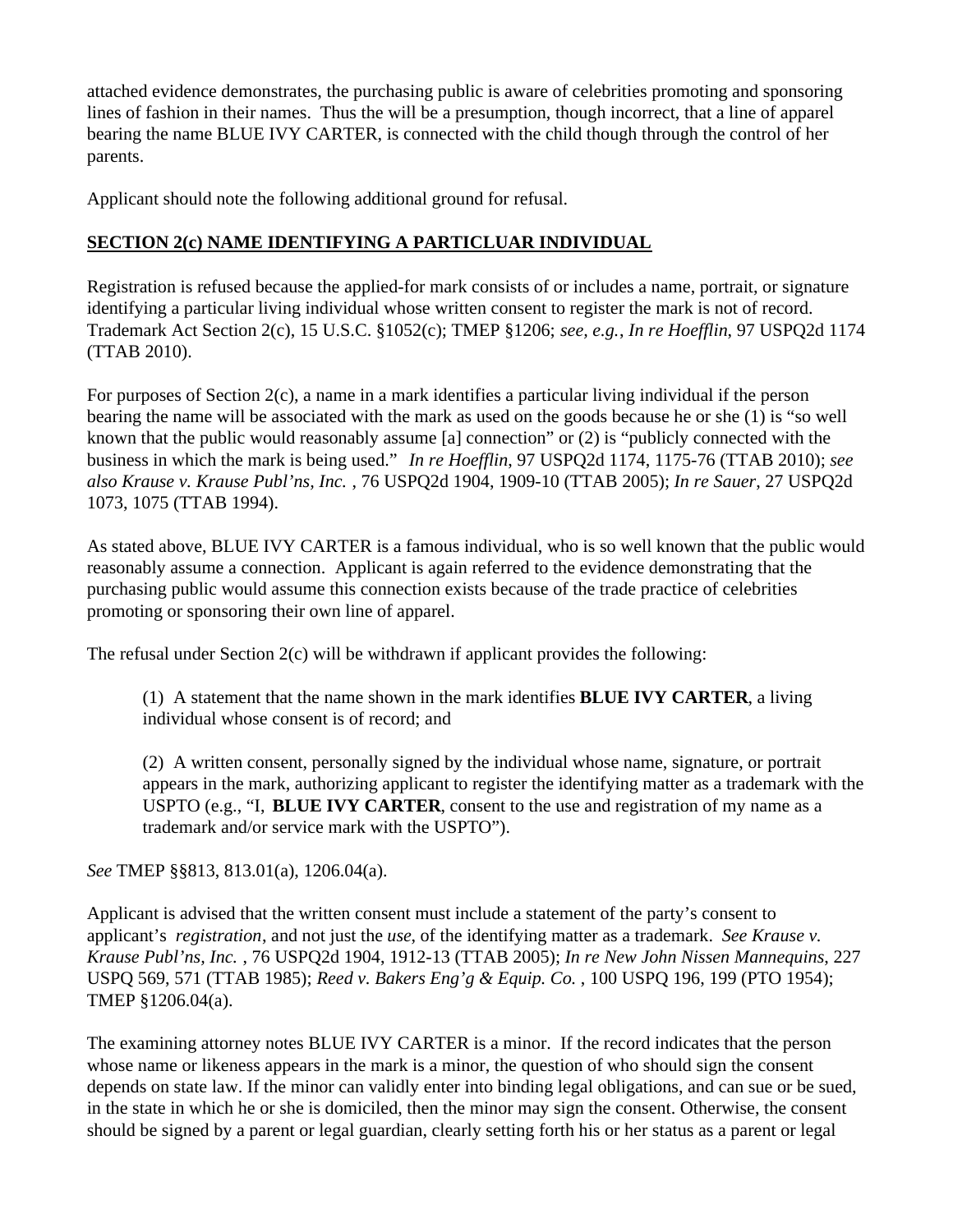attached evidence demonstrates, the purchasing public is aware of celebrities promoting and sponsoring lines of fashion in their names. Thus the will be a presumption, though incorrect, that a line of apparel bearing the name BLUE IVY CARTER, is connected with the child though through the control of her parents.

Applicant should note the following additional ground for refusal.

**SECTION 2(c) NAME IDENTIFYING A PARTICLUAR INDIVIDUAL**

Registration is refused because the applied-for mark consists of or includes a name, portrait, or signature identifying a particular living individual whose written consent to register the mark is not of record. Trademark Act Section 2(c), 15 U.S.C. §1052(c); TMEP §1206; *see, e.g.*, *In re Hoefflin*, 97 USPQ2d 1174 (TTAB 2010).

For purposes of Section 2(c), a name in a mark identifies a particular living individual if the person bearing the name will be associated with the mark as used on the goods because he or she (1) is "so well known that the public would reasonably assume [a] connection" or (2) is "publicly connected with the business in which the mark is being used." *In re Hoefflin*, 97 USPQ2d 1174, 1175-76 (TTAB 2010); *see also Krause v. Krause Publ'ns, Inc.* , 76 USPQ2d 1904, 1909-10 (TTAB 2005); *In re Sauer*, 27 USPQ2d 1073, 1075 (TTAB 1994).

As stated above, BLUE IVY CARTER is a famous individual, who is so well known that the public would reasonably assume a connection. Applicant is again referred to the evidence demonstrating that the purchasing public would assume this connection exists because of the trade practice of celebrities promoting or sponsoring their own line of apparel.

The refusal under Section 2(c) will be withdrawn if applicant provides the following:

> (1) A statement that the name shown in the mark identifies **BLUE IVY CARTER**, a living individual whose consent is of record; and
>
> (2) A written consent, personally signed by the individual whose name, signature, or portrait appears in the mark, authorizing applicant to register the identifying matter as a trademark with the USPTO (e.g., "I, **BLUE IVY CARTER**, consent to the use and registration of my name as a trademark and/or service mark with the USPTO").

*See* TMEP §§813, 813.01(a), 1206.04(a).

Applicant is advised that the written consent must include a statement of the party's consent to applicant's *registration*, and not just the *use*, of the identifying matter as a trademark. *See Krause v. Krause Publ'ns, Inc.* , 76 USPQ2d 1904, 1912-13 (TTAB 2005); *In re New John Nissen Mannequins*, 227 USPQ 569, 571 (TTAB 1985); *Reed v. Bakers Eng'g & Equip. Co.* , 100 USPQ 196, 199 (PTO 1954); TMEP §1206.04(a).

The examining attorney notes BLUE IVY CARTER is a minor. If the record indicates that the person whose name or likeness appears in the mark is a minor, the question of who should sign the consent depends on state law. If the minor can validly enter into binding legal obligations, and can sue or be sued, in the state in which he or she is domiciled, then the minor may sign the consent. Otherwise, the consent should be signed by a parent or legal guardian, clearly setting forth his or her status as a parent or legal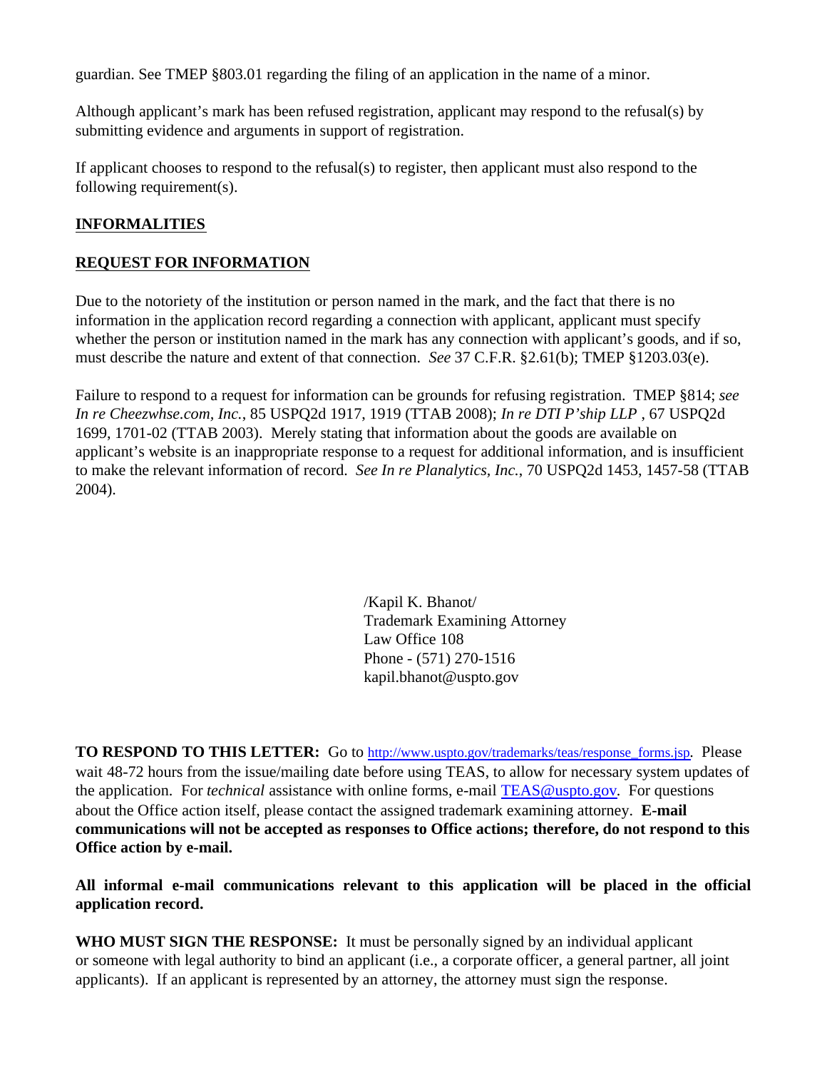guardian. See TMEP §803.01 regarding the filing of an application in the name of a minor.

Although applicant's mark has been refused registration, applicant may respond to the refusal(s) by submitting evidence and arguments in support of registration.

If applicant chooses to respond to the refusal(s) to register, then applicant must also respond to the following requirement(s).

**INFORMALITIES**

**REQUEST FOR INFORMATION**

Due to the notoriety of the institution or person named in the mark, and the fact that there is no information in the application record regarding a connection with applicant, applicant must specify whether the person or institution named in the mark has any connection with applicant's goods, and if so, must describe the nature and extent of that connection. *See* 37 C.F.R. §2.61(b); TMEP §1203.03(e).

Failure to respond to a request for information can be grounds for refusing registration. TMEP §814; *see In re Cheezwhse.com, Inc.*, 85 USPQ2d 1917, 1919 (TTAB 2008); *In re DTI P'ship LLP* , 67 USPQ2d 1699, 1701-02 (TTAB 2003). Merely stating that information about the goods are available on applicant's website is an inappropriate response to a request for additional information, and is insufficient to make the relevant information of record. *See In re Planalytics, Inc.*, 70 USPQ2d 1453, 1457-58 (TTAB 2004).

/Kapil K. Bhanot/
Trademark Examining Attorney
Law Office 108
Phone - (571) 270-1516
kapil.bhanot@uspto.gov

**TO RESPOND TO THIS LETTER:** Go to http://www.uspto.gov/trademarks/teas/response_forms.jsp. Please wait 48-72 hours from the issue/mailing date before using TEAS, to allow for necessary system updates of the application. For *technical* assistance with online forms, e-mail TEAS@uspto.gov. For questions about the Office action itself, please contact the assigned trademark examining attorney. **E-mail communications will not be accepted as responses to Office actions; therefore, do not respond to this Office action by e-mail.**

**All informal e-mail communications relevant to this application will be placed in the official application record.**

**WHO MUST SIGN THE RESPONSE:** It must be personally signed by an individual applicant or someone with legal authority to bind an applicant (i.e., a corporate officer, a general partner, all joint applicants). If an applicant is represented by an attorney, the attorney must sign the response.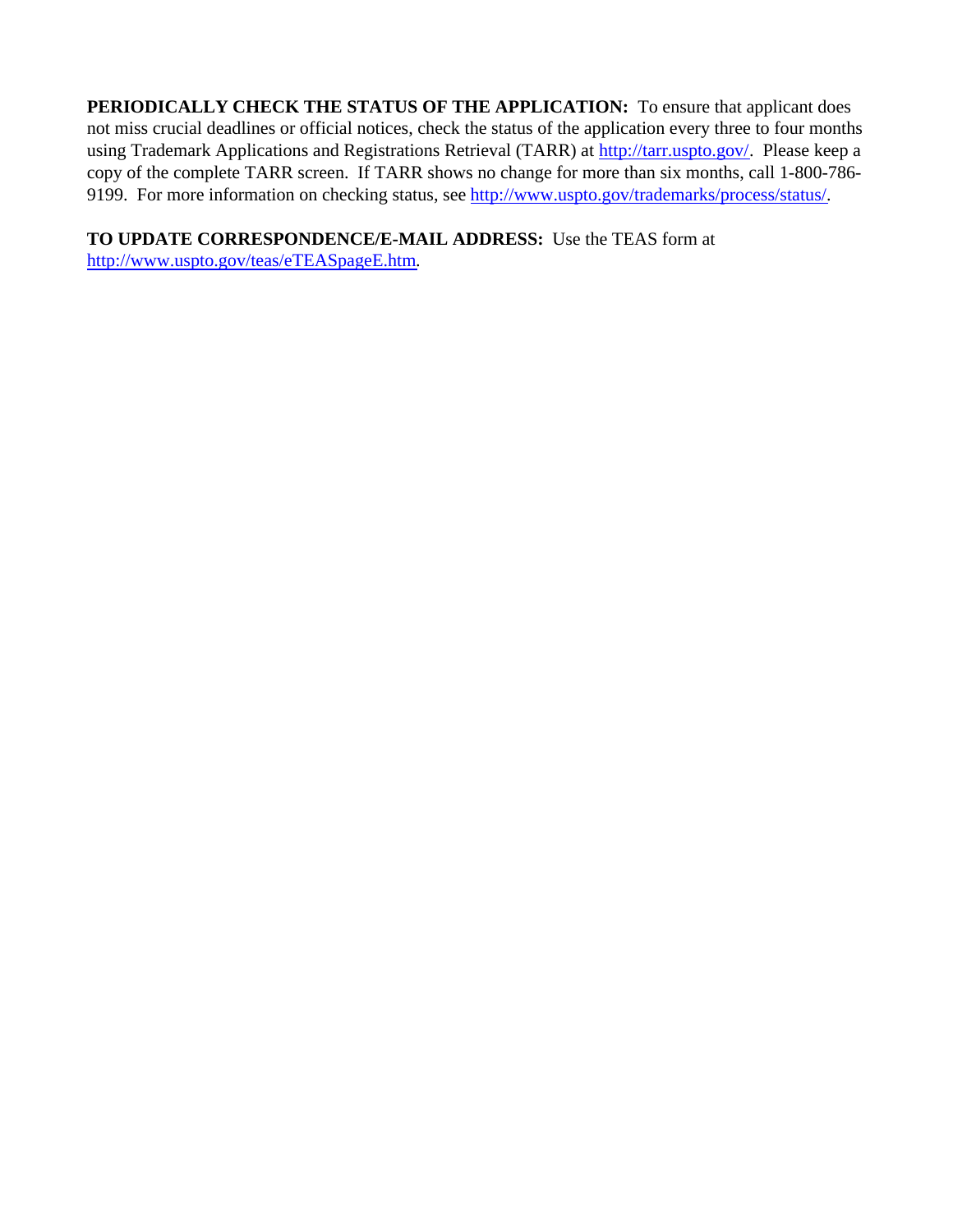**PERIODICALLY CHECK THE STATUS OF THE APPLICATION:** To ensure that applicant does not miss crucial deadlines or official notices, check the status of the application every three to four months using Trademark Applications and Registrations Retrieval (TARR) at http://tarr.uspto.gov/. Please keep a copy of the complete TARR screen. If TARR shows no change for more than six months, call 1-800-786-9199. For more information on checking status, see http://www.uspto.gov/trademarks/process/status/.

**TO UPDATE CORRESPONDENCE/E-MAIL ADDRESS:** Use the TEAS form at http://www.uspto.gov/teas/eTEASpageE.htm.